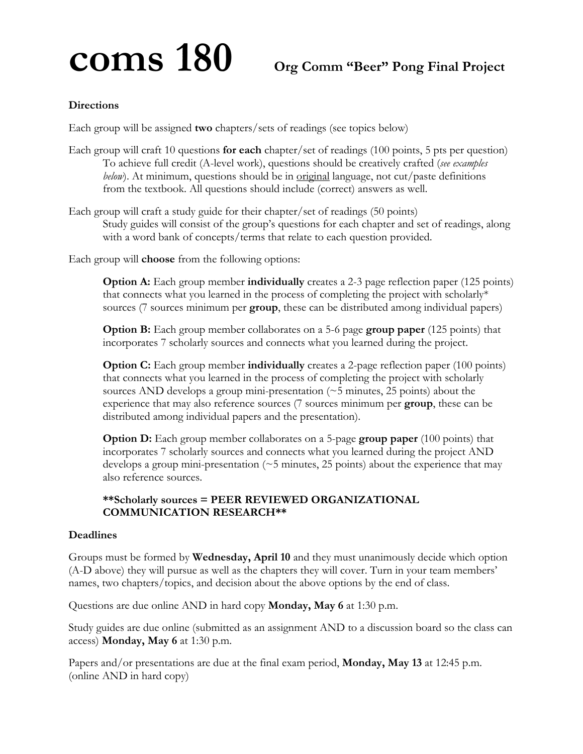# coms 180 Org Comm "Beer" Pong Final Project

**Directions**

Each group will be assigned **two** chapters/sets of readings (see topics below)

Each group will craft 10 questions **for each** chapter/set of readings (100 points, 5 pts per question)
To achieve full credit (A-level work), questions should be creatively crafted (*see examples below*). At minimum, questions should be in original language, not cut/paste definitions from the textbook. All questions should include (correct) answers as well.

Each group will craft a study guide for their chapter/set of readings (50 points)
Study guides will consist of the group's questions for each chapter and set of readings, along with a word bank of concepts/terms that relate to each question provided.

Each group will **choose** from the following options:

**Option A:** Each group member **individually** creates a 2-3 page reflection paper (125 points) that connects what you learned in the process of completing the project with scholarly* sources (7 sources minimum per **group**, these can be distributed among individual papers)

**Option B:** Each group member collaborates on a 5-6 page **group paper** (125 points) that incorporates 7 scholarly sources and connects what you learned during the project.

**Option C:** Each group member **individually** creates a 2-page reflection paper (100 points) that connects what you learned in the process of completing the project with scholarly sources AND develops a group mini-presentation (~5 minutes, 25 points) about the experience that may also reference sources (7 sources minimum per **group**, these can be distributed among individual papers and the presentation).

**Option D:** Each group member collaborates on a 5-page **group paper** (100 points) that incorporates 7 scholarly sources and connects what you learned during the project AND develops a group mini-presentation (~5 minutes, 25 points) about the experience that may also reference sources.

****Scholarly sources = PEER REVIEWED ORGANIZATIONAL COMMUNICATION RESEARCH****

**Deadlines**

Groups must be formed by **Wednesday, April 10** and they must unanimously decide which option (A-D above) they will pursue as well as the chapters they will cover. Turn in your team members' names, two chapters/topics, and decision about the above options by the end of class.

Questions are due online AND in hard copy **Monday, May 6** at 1:30 p.m.

Study guides are due online (submitted as an assignment AND to a discussion board so the class can access) **Monday, May 6** at 1:30 p.m.

Papers and/or presentations are due at the final exam period, **Monday, May 13** at 12:45 p.m. (online AND in hard copy)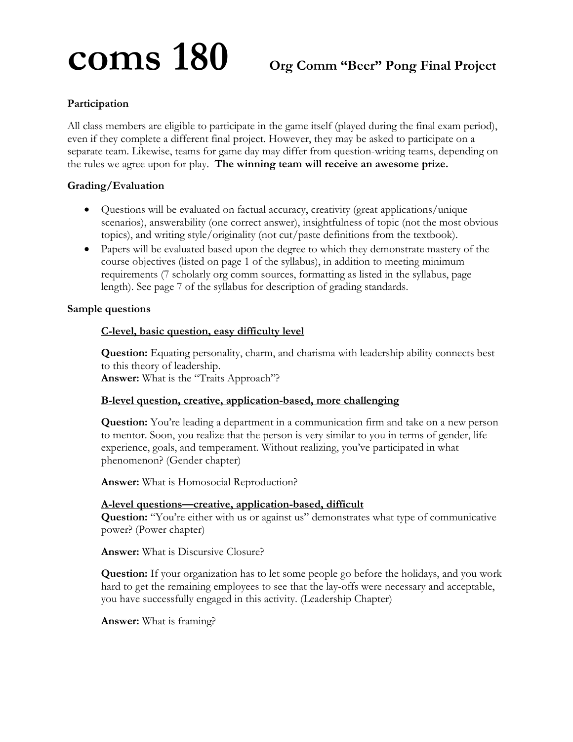# coms 180 — Org Comm "Beer" Pong Final Project

**Participation**

All class members are eligible to participate in the game itself (played during the final exam period), even if they complete a different final project. However, they may be asked to participate on a separate team. Likewise, teams for game day may differ from question-writing teams, depending on the rules we agree upon for play. **The winning team will receive an awesome prize.**

**Grading/Evaluation**

- Questions will be evaluated on factual accuracy, creativity (great applications/unique scenarios), answerability (one correct answer), insightfulness of topic (not the most obvious topics), and writing style/originality (not cut/paste definitions from the textbook).
- Papers will be evaluated based upon the degree to which they demonstrate mastery of the course objectives (listed on page 1 of the syllabus), in addition to meeting minimum requirements (7 scholarly org comm sources, formatting as listed in the syllabus, page length). See page 7 of the syllabus for description of grading standards.

**Sample questions**

**C-level, basic question, easy difficulty level**

**Question:** Equating personality, charm, and charisma with leadership ability connects best to this theory of leadership.
**Answer:** What is the "Traits Approach"?

**B-level question, creative, application-based, more challenging**

**Question:** You're leading a department in a communication firm and take on a new person to mentor. Soon, you realize that the person is very similar to you in terms of gender, life experience, goals, and temperament. Without realizing, you've participated in what phenomenon? (Gender chapter)

**Answer:** What is Homosocial Reproduction?

**A-level questions—creative, application-based, difficult**

**Question:** "You're either with us or against us" demonstrates what type of communicative power? (Power chapter)

**Answer:** What is Discursive Closure?

**Question:** If your organization has to let some people go before the holidays, and you work hard to get the remaining employees to see that the lay-offs were necessary and acceptable, you have successfully engaged in this activity. (Leadership Chapter)

**Answer:** What is framing?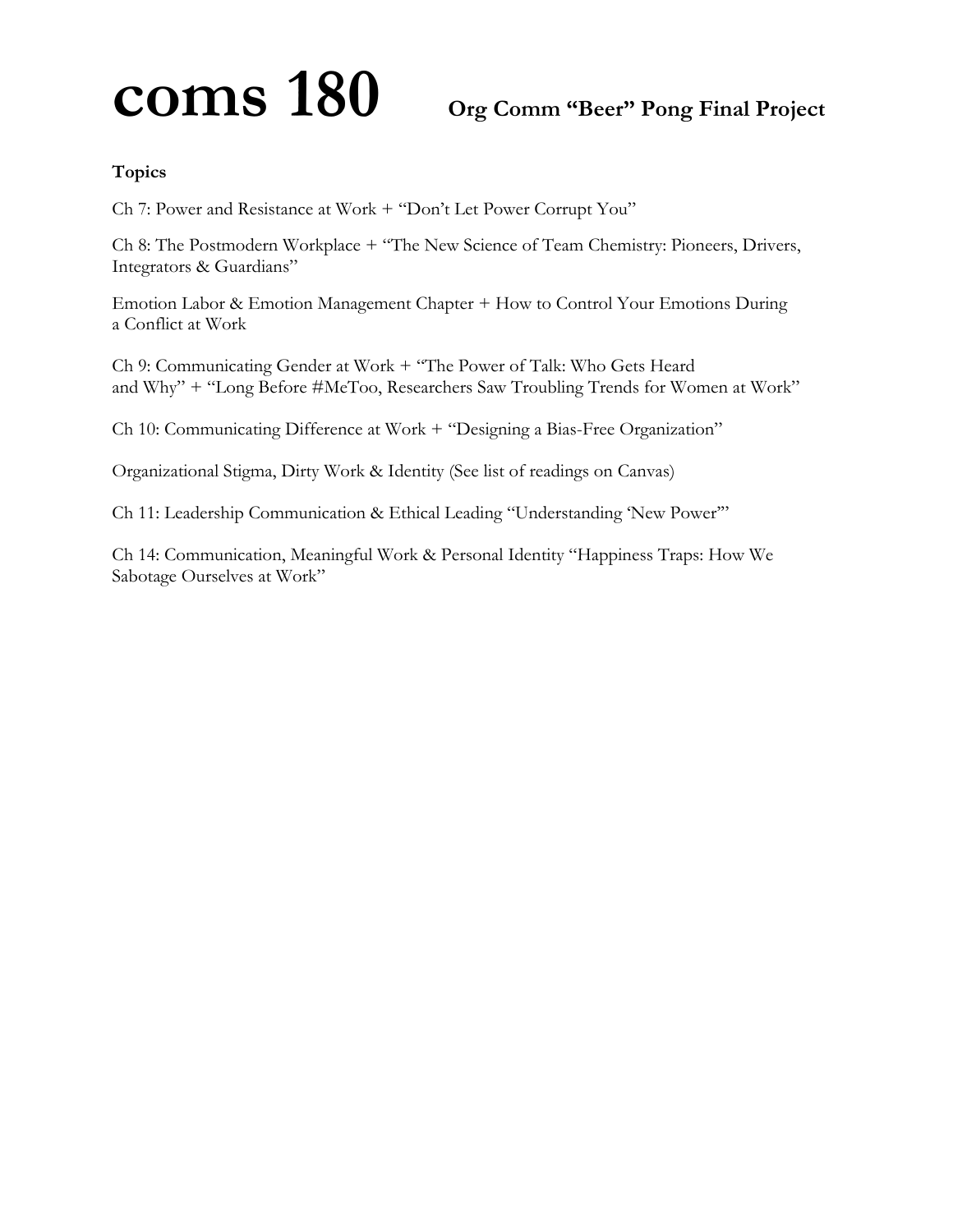# coms 180 Org Comm "Beer" Pong Final Project

**Topics**

Ch 7: Power and Resistance at Work + "Don't Let Power Corrupt You"

Ch 8: The Postmodern Workplace + "The New Science of Team Chemistry: Pioneers, Drivers, Integrators & Guardians"

Emotion Labor & Emotion Management Chapter + How to Control Your Emotions During a Conflict at Work

Ch 9: Communicating Gender at Work + "The Power of Talk: Who Gets Heard and Why" + "Long Before #MeToo, Researchers Saw Troubling Trends for Women at Work"

Ch 10: Communicating Difference at Work + "Designing a Bias-Free Organization"

Organizational Stigma, Dirty Work & Identity (See list of readings on Canvas)

Ch 11: Leadership Communication & Ethical Leading "Understanding 'New Power'"

Ch 14: Communication, Meaningful Work & Personal Identity "Happiness Traps: How We Sabotage Ourselves at Work"